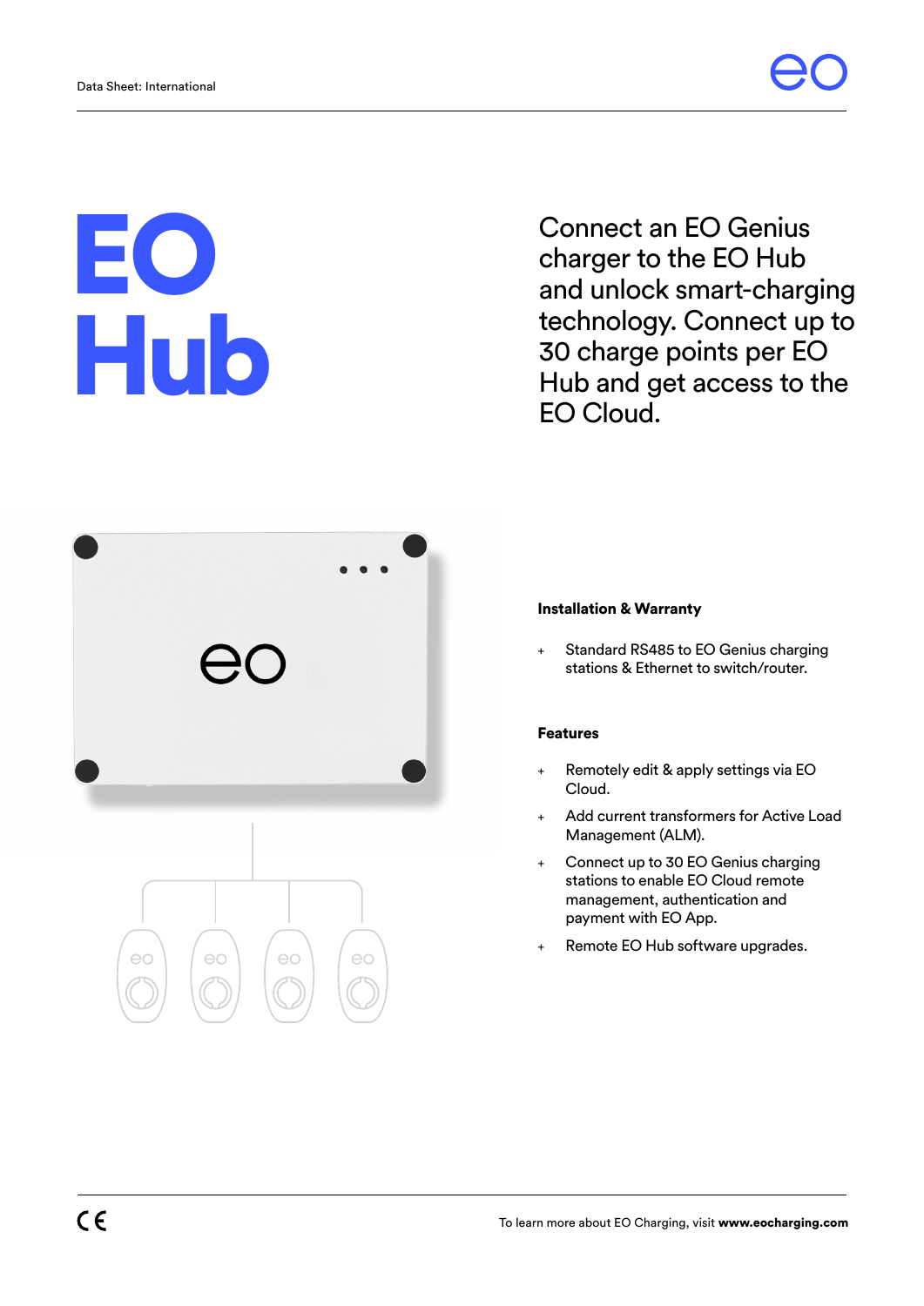# EO Hub

Connect an EO Genius charger to the EO Hub and unlock smart-charging technology. Connect up to 30 charge points per EO Hub and get access to the EO Cloud.

### Installation & Warranty

+ Standard RS485 to EO Genius charging stations & Ethernet to switch/router.

### Features

+ Remotely edit & apply settings via EO Cloud.
+ Add current transformers for Active Load Management (ALM).
+ Connect up to 30 EO Genius charging stations to enable EO Cloud remote management, authentication and payment with EO App.
+ Remote EO Hub software upgrades.

To learn more about EO Charging, visit **www.eocharging.com**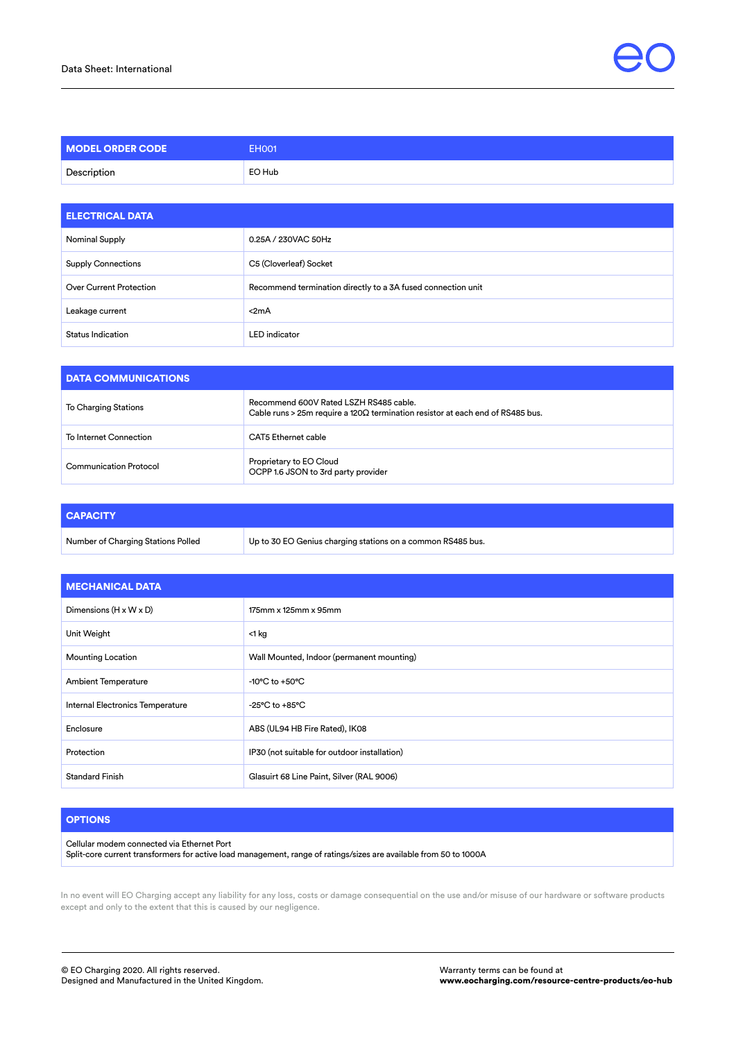| MODEL ORDER CODE | EH001 |
|---|---|
| Description | EO Hub |

| ELECTRICAL DATA | |
|---|---|
| Nominal Supply | 0.25A / 230VAC 50Hz |
| Supply Connections | C5 (Cloverleaf) Socket |
| Over Current Protection | Recommend termination directly to a 3A fused connection unit |
| Leakage current | <2mA |
| Status Indication | LED indicator |

| DATA COMMUNICATIONS | |
|---|---|
| To Charging Stations | Recommend 600V Rated LSZH RS485 cable.<br>Cable runs > 25m require a 120Ω termination resistor at each end of RS485 bus. |
| To Internet Connection | CAT5 Ethernet cable |
| Communication Protocol | Proprietary to EO Cloud<br>OCPP 1.6 JSON to 3rd party provider |

| CAPACITY | |
|---|---|
| Number of Charging Stations Polled | Up to 30 EO Genius charging stations on a common RS485 bus. |

| MECHANICAL DATA | |
|---|---|
| Dimensions (H x W x D) | 175mm x 125mm x 95mm |
| Unit Weight | <1 kg |
| Mounting Location | Wall Mounted, Indoor (permanent mounting) |
| Ambient Temperature | -10°C to +50°C |
| Internal Electronics Temperature | -25°C to +85°C |
| Enclosure | ABS (UL94 HB Fire Rated), IK08 |
| Protection | IP30 (not suitable for outdoor installation) |
| Standard Finish | Glasuirt 68 Line Paint, Silver (RAL 9006) |

| OPTIONS |
|---|
| Cellular modem connected via Ethernet Port<br>Split-core current transformers for active load management, range of ratings/sizes are available from 50 to 1000A |

In no event will EO Charging accept any liability for any loss, costs or damage consequential on the use and/or misuse of our hardware or software products except and only to the extent that this is caused by our negligence.

© EO Charging 2020. All rights reserved.
Designed and Manufactured in the United Kingdom.

Warranty terms can be found at
**www.eocharging.com/resource-centre-products/eo-hub**